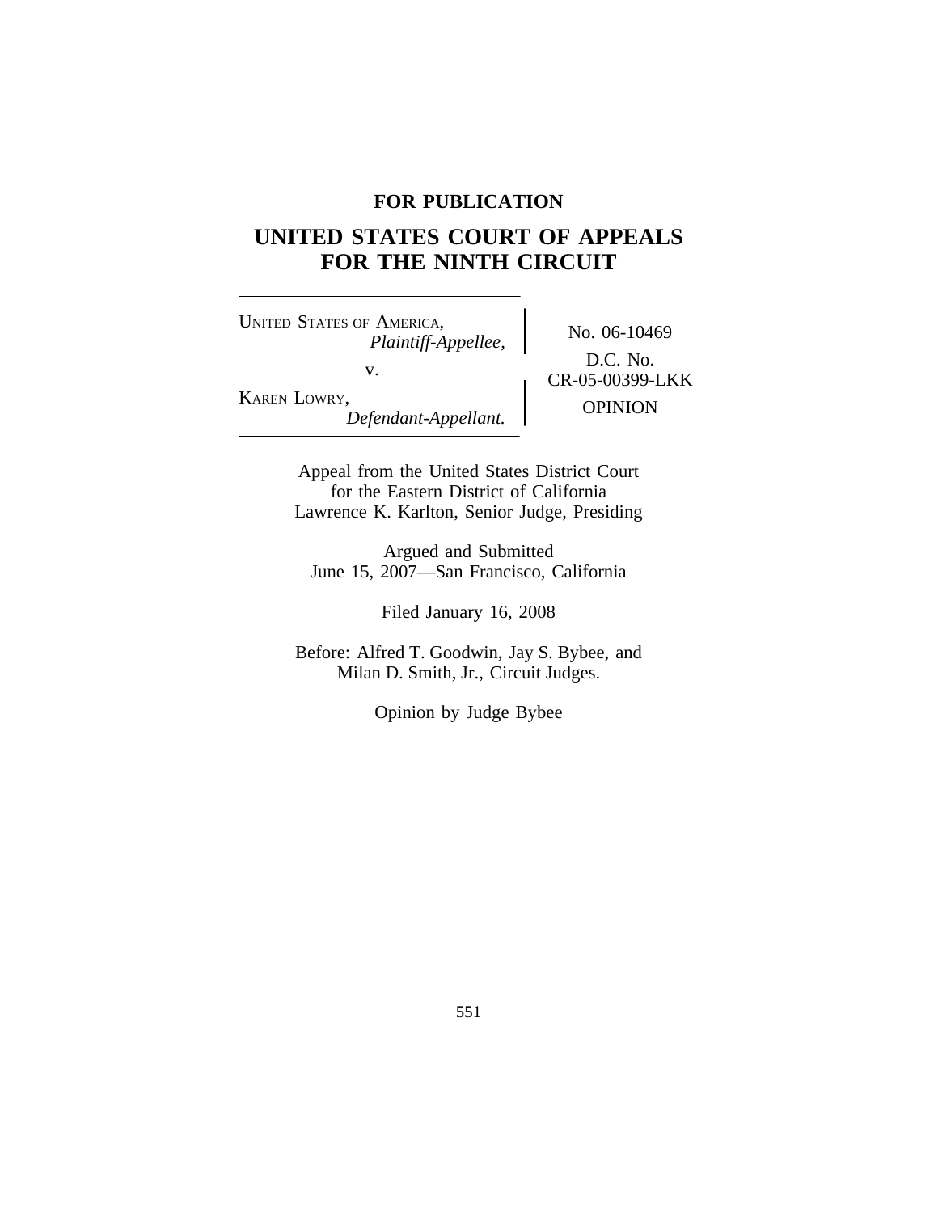**FOR PUBLICATION**

# UNITED STATES COURT OF APPEALS FOR THE NINTH CIRCUIT

| | |
|---|---|
| UNITED STATES OF AMERICA, *Plaintiff-Appellee,* v. KAREN LOWRY, *Defendant-Appellant.* | No. 06-10469 D.C. No. CR-05-00399-LKK OPINION |

Appeal from the United States District Court
for the Eastern District of California
Lawrence K. Karlton, Senior Judge, Presiding

Argued and Submitted
June 15, 2007—San Francisco, California

Filed January 16, 2008

Before: Alfred T. Goodwin, Jay S. Bybee, and
Milan D. Smith, Jr., Circuit Judges.

Opinion by Judge Bybee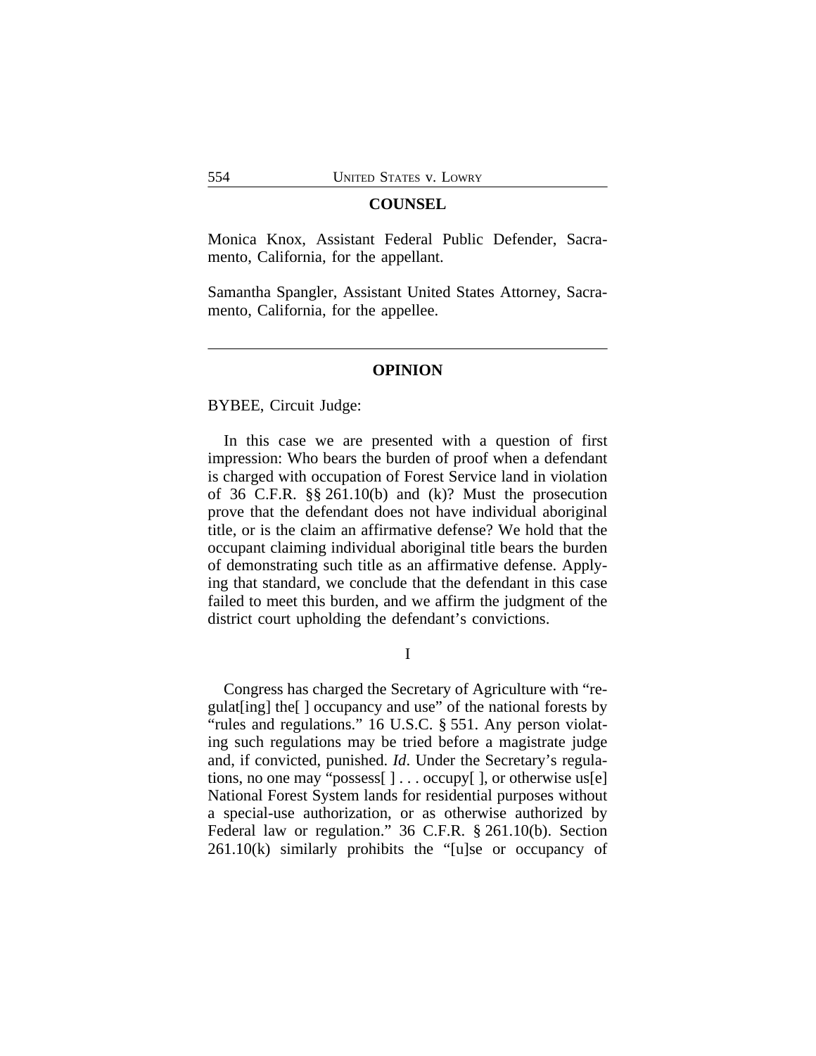## COUNSEL

Monica Knox, Assistant Federal Public Defender, Sacramento, California, for the appellant.

Samantha Spangler, Assistant United States Attorney, Sacramento, California, for the appellee.

---

## OPINION

BYBEE, Circuit Judge:

In this case we are presented with a question of first impression: Who bears the burden of proof when a defendant is charged with occupation of Forest Service land in violation of 36 C.F.R. §§ 261.10(b) and (k)? Must the prosecution prove that the defendant does not have individual aboriginal title, or is the claim an affirmative defense? We hold that the occupant claiming individual aboriginal title bears the burden of demonstrating such title as an affirmative defense. Applying that standard, we conclude that the defendant in this case failed to meet this burden, and we affirm the judgment of the district court upholding the defendant's convictions.

### I

Congress has charged the Secretary of Agriculture with "regulat[ing] the[ ] occupancy and use" of the national forests by "rules and regulations." 16 U.S.C. § 551. Any person violating such regulations may be tried before a magistrate judge and, if convicted, punished. *Id*. Under the Secretary's regulations, no one may "possess[ ] . . . occupy[ ], or otherwise us[e] National Forest System lands for residential purposes without a special-use authorization, or as otherwise authorized by Federal law or regulation." 36 C.F.R. § 261.10(b). Section 261.10(k) similarly prohibits the "[u]se or occupancy of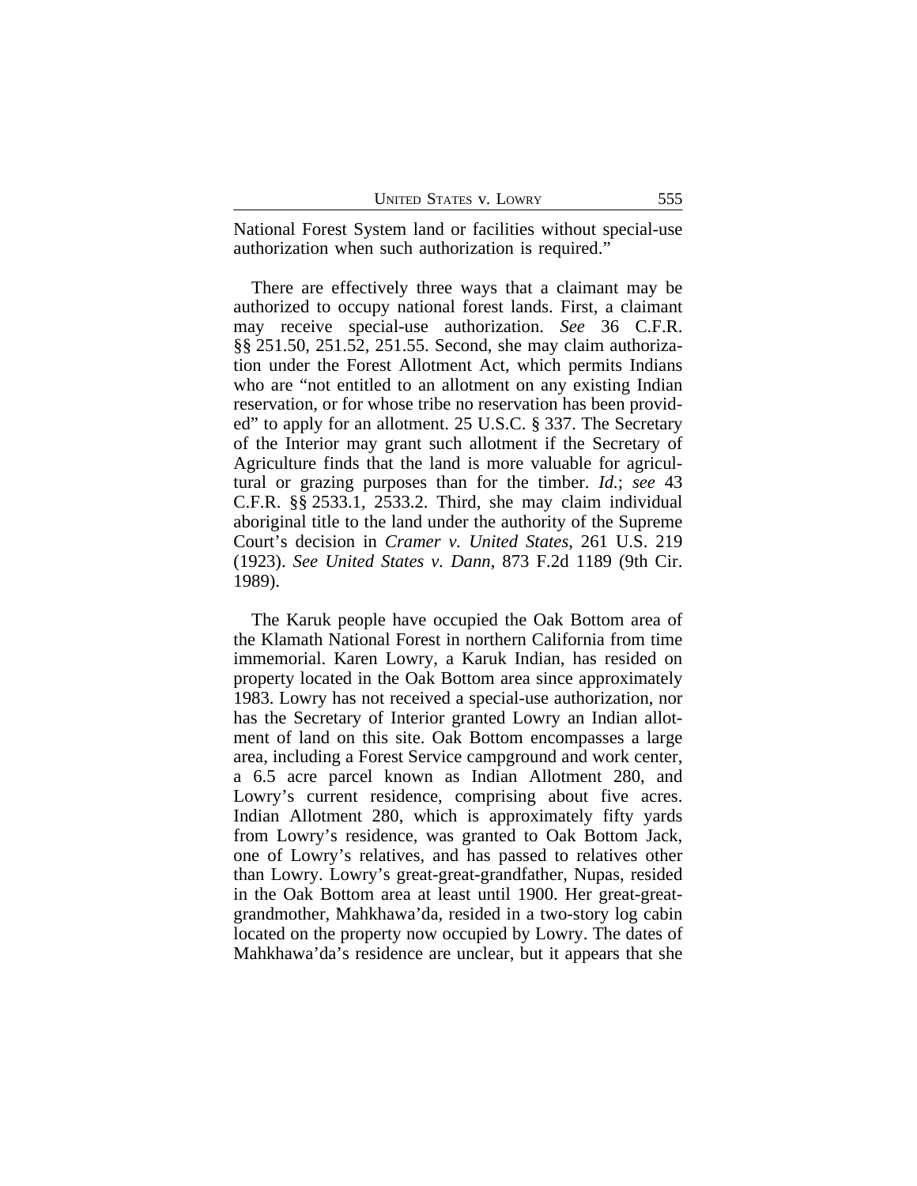National Forest System land or facilities without special-use authorization when such authorization is required."

There are effectively three ways that a claimant may be authorized to occupy national forest lands. First, a claimant may receive special-use authorization. *See* 36 C.F.R. §§ 251.50, 251.52, 251.55. Second, she may claim authorization under the Forest Allotment Act, which permits Indians who are "not entitled to an allotment on any existing Indian reservation, or for whose tribe no reservation has been provided" to apply for an allotment. 25 U.S.C. § 337. The Secretary of the Interior may grant such allotment if the Secretary of Agriculture finds that the land is more valuable for agricultural or grazing purposes than for the timber. *Id.*; *see* 43 C.F.R. §§ 2533.1, 2533.2. Third, she may claim individual aboriginal title to the land under the authority of the Supreme Court's decision in *Cramer v. United States*, 261 U.S. 219 (1923). *See United States v. Dann*, 873 F.2d 1189 (9th Cir. 1989).

The Karuk people have occupied the Oak Bottom area of the Klamath National Forest in northern California from time immemorial. Karen Lowry, a Karuk Indian, has resided on property located in the Oak Bottom area since approximately 1983. Lowry has not received a special-use authorization, nor has the Secretary of Interior granted Lowry an Indian allotment of land on this site. Oak Bottom encompasses a large area, including a Forest Service campground and work center, a 6.5 acre parcel known as Indian Allotment 280, and Lowry's current residence, comprising about five acres. Indian Allotment 280, which is approximately fifty yards from Lowry's residence, was granted to Oak Bottom Jack, one of Lowry's relatives, and has passed to relatives other than Lowry. Lowry's great-great-grandfather, Nupas, resided in the Oak Bottom area at least until 1900. Her great-great-grandmother, Mahkhawa'da, resided in a two-story log cabin located on the property now occupied by Lowry. The dates of Mahkhawa'da's residence are unclear, but it appears that she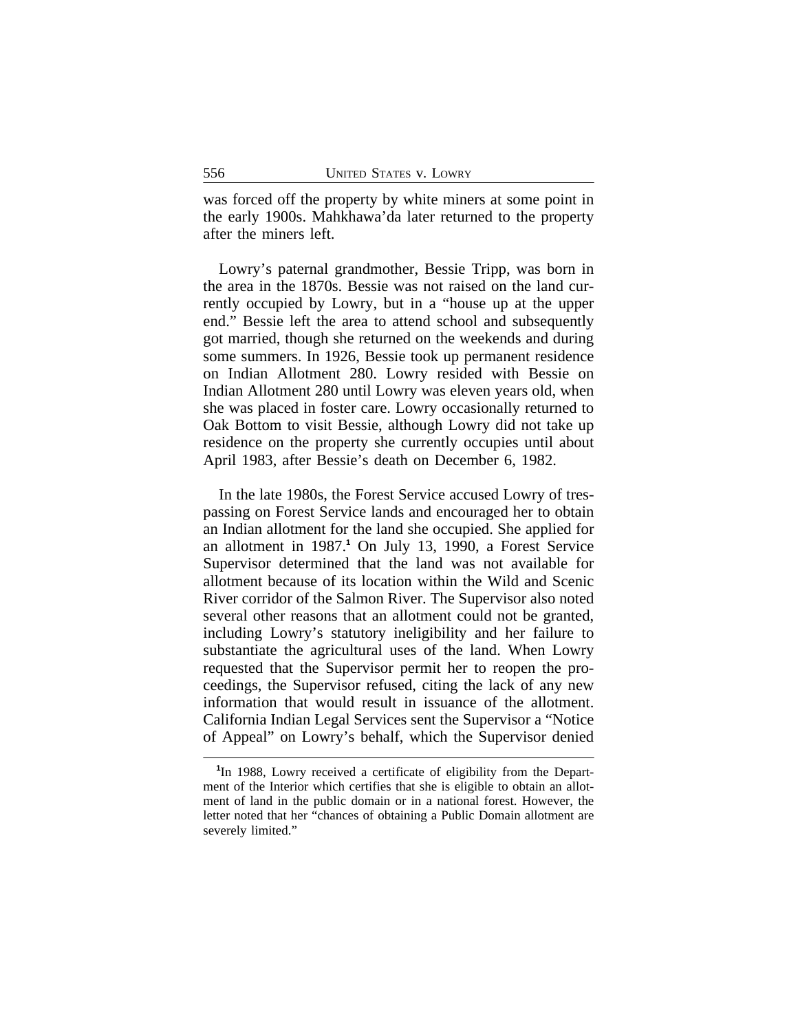was forced off the property by white miners at some point in the early 1900s. Mahkhawa'da later returned to the property after the miners left.

Lowry's paternal grandmother, Bessie Tripp, was born in the area in the 1870s. Bessie was not raised on the land currently occupied by Lowry, but in a "house up at the upper end." Bessie left the area to attend school and subsequently got married, though she returned on the weekends and during some summers. In 1926, Bessie took up permanent residence on Indian Allotment 280. Lowry resided with Bessie on Indian Allotment 280 until Lowry was eleven years old, when she was placed in foster care. Lowry occasionally returned to Oak Bottom to visit Bessie, although Lowry did not take up residence on the property she currently occupies until about April 1983, after Bessie's death on December 6, 1982.

In the late 1980s, the Forest Service accused Lowry of trespassing on Forest Service lands and encouraged her to obtain an Indian allotment for the land she occupied. She applied for an allotment in 1987.[1] On July 13, 1990, a Forest Service Supervisor determined that the land was not available for allotment because of its location within the Wild and Scenic River corridor of the Salmon River. The Supervisor also noted several other reasons that an allotment could not be granted, including Lowry's statutory ineligibility and her failure to substantiate the agricultural uses of the land. When Lowry requested that the Supervisor permit her to reopen the proceedings, the Supervisor refused, citing the lack of any new information that would result in issuance of the allotment. California Indian Legal Services sent the Supervisor a "Notice of Appeal" on Lowry's behalf, which the Supervisor denied

---

[1] In 1988, Lowry received a certificate of eligibility from the Department of the Interior which certifies that she is eligible to obtain an allotment of land in the public domain or in a national forest. However, the letter noted that her "chances of obtaining a Public Domain allotment are severely limited."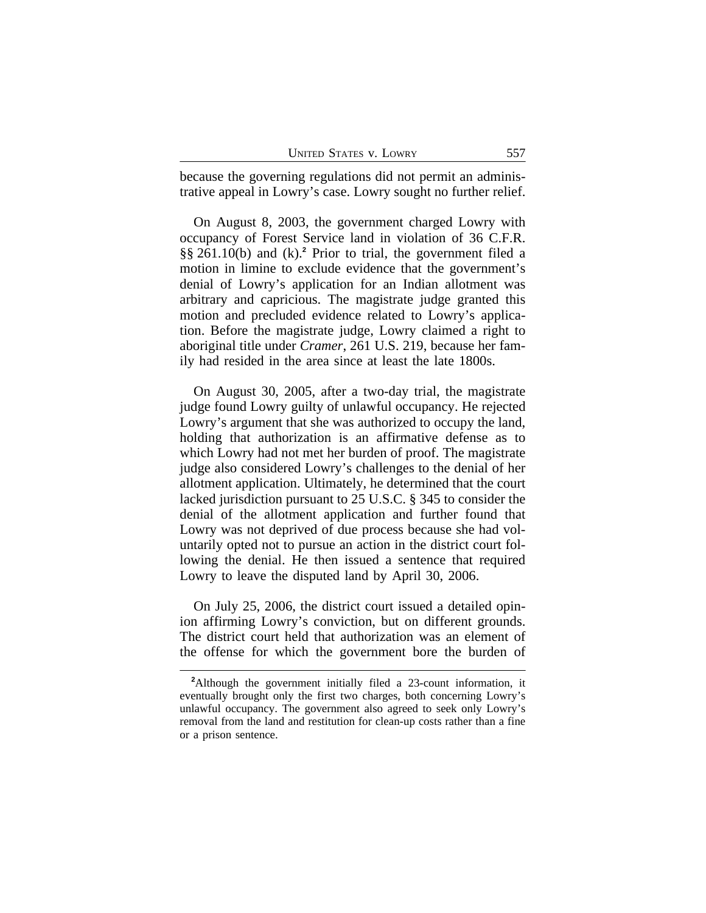because the governing regulations did not permit an administrative appeal in Lowry's case. Lowry sought no further relief.

On August 8, 2003, the government charged Lowry with occupancy of Forest Service land in violation of 36 C.F.R. §§ 261.10(b) and (k).[2] Prior to trial, the government filed a motion in limine to exclude evidence that the government's denial of Lowry's application for an Indian allotment was arbitrary and capricious. The magistrate judge granted this motion and precluded evidence related to Lowry's application. Before the magistrate judge, Lowry claimed a right to aboriginal title under *Cramer*, 261 U.S. 219, because her family had resided in the area since at least the late 1800s.

On August 30, 2005, after a two-day trial, the magistrate judge found Lowry guilty of unlawful occupancy. He rejected Lowry's argument that she was authorized to occupy the land, holding that authorization is an affirmative defense as to which Lowry had not met her burden of proof. The magistrate judge also considered Lowry's challenges to the denial of her allotment application. Ultimately, he determined that the court lacked jurisdiction pursuant to 25 U.S.C. § 345 to consider the denial of the allotment application and further found that Lowry was not deprived of due process because she had voluntarily opted not to pursue an action in the district court following the denial. He then issued a sentence that required Lowry to leave the disputed land by April 30, 2006.

On July 25, 2006, the district court issued a detailed opinion affirming Lowry's conviction, but on different grounds. The district court held that authorization was an element of the offense for which the government bore the burden of

---

[2]Although the government initially filed a 23-count information, it eventually brought only the first two charges, both concerning Lowry's unlawful occupancy. The government also agreed to seek only Lowry's removal from the land and restitution for clean-up costs rather than a fine or a prison sentence.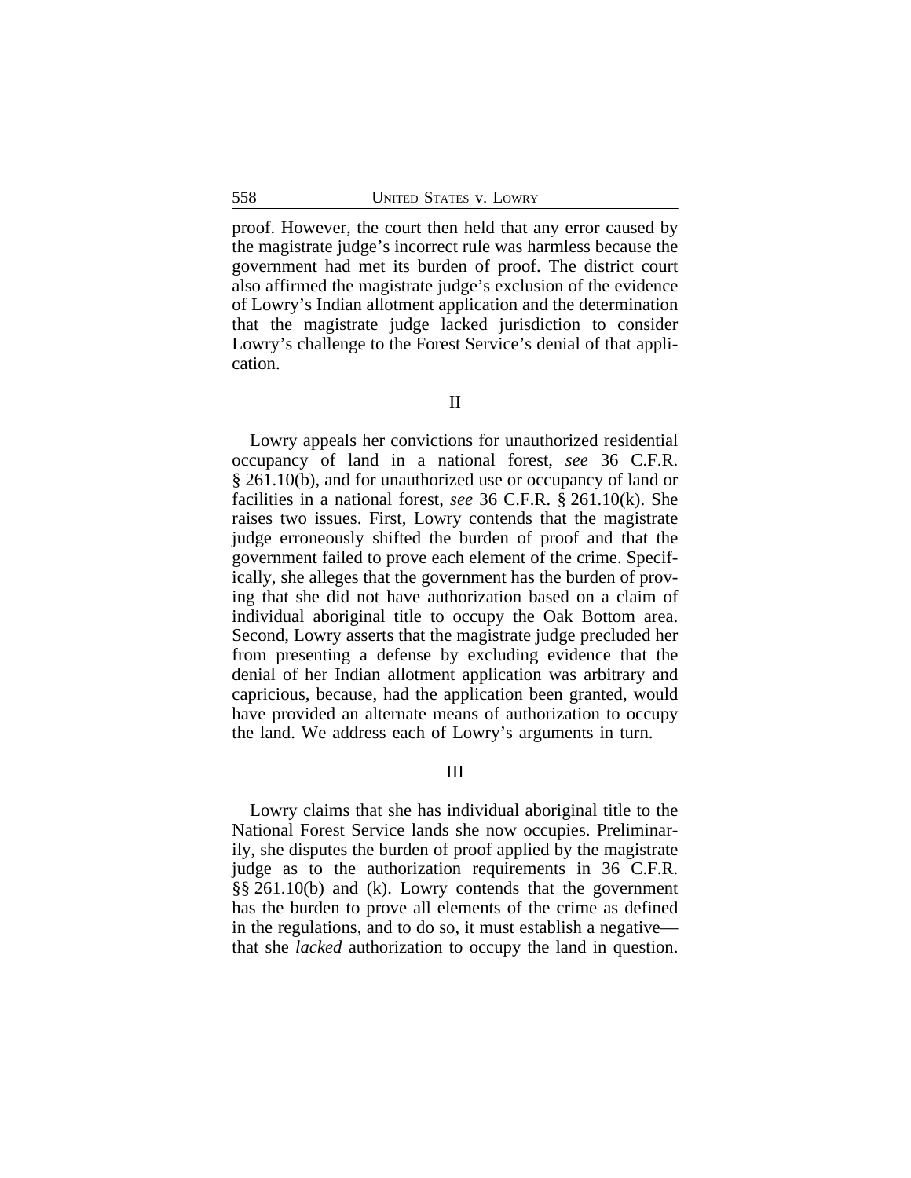proof. However, the court then held that any error caused by the magistrate judge's incorrect rule was harmless because the government had met its burden of proof. The district court also affirmed the magistrate judge's exclusion of the evidence of Lowry's Indian allotment application and the determination that the magistrate judge lacked jurisdiction to consider Lowry's challenge to the Forest Service's denial of that application.

## II

Lowry appeals her convictions for unauthorized residential occupancy of land in a national forest, *see* 36 C.F.R. § 261.10(b), and for unauthorized use or occupancy of land or facilities in a national forest, *see* 36 C.F.R. § 261.10(k). She raises two issues. First, Lowry contends that the magistrate judge erroneously shifted the burden of proof and that the government failed to prove each element of the crime. Specifically, she alleges that the government has the burden of proving that she did not have authorization based on a claim of individual aboriginal title to occupy the Oak Bottom area. Second, Lowry asserts that the magistrate judge precluded her from presenting a defense by excluding evidence that the denial of her Indian allotment application was arbitrary and capricious, because, had the application been granted, would have provided an alternate means of authorization to occupy the land. We address each of Lowry's arguments in turn.

## III

Lowry claims that she has individual aboriginal title to the National Forest Service lands she now occupies. Preliminarily, she disputes the burden of proof applied by the magistrate judge as to the authorization requirements in 36 C.F.R. §§ 261.10(b) and (k). Lowry contends that the government has the burden to prove all elements of the crime as defined in the regulations, and to do so, it must establish a negative—that she *lacked* authorization to occupy the land in question.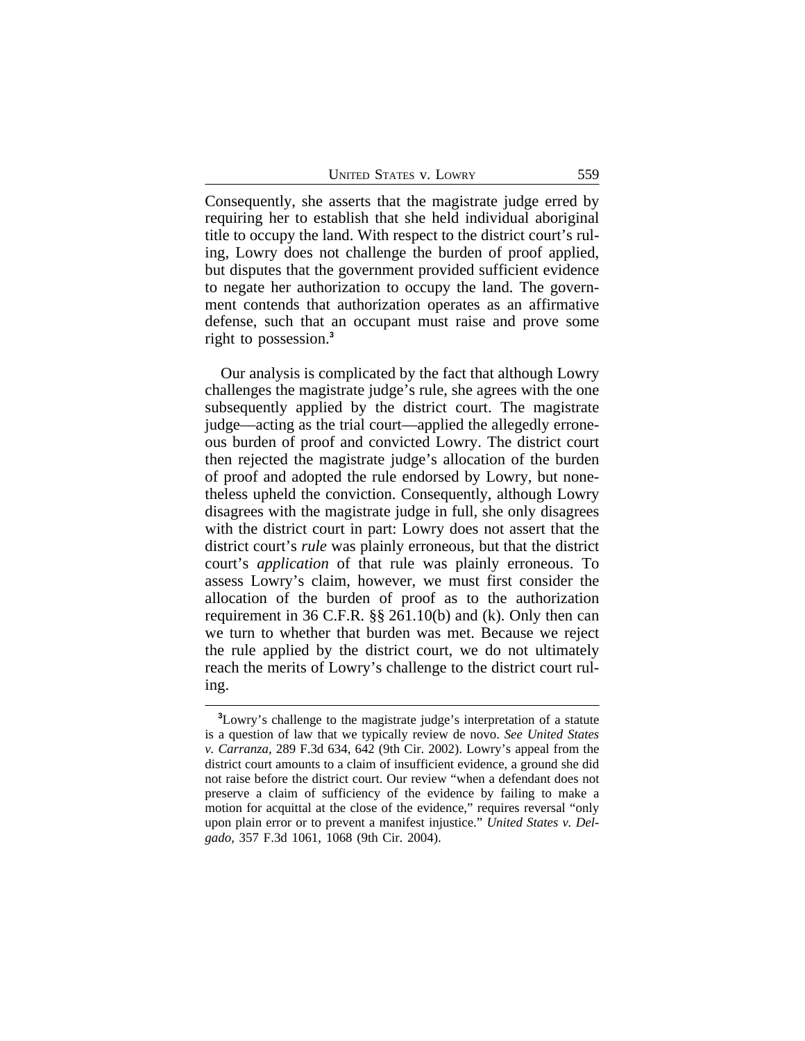Consequently, she asserts that the magistrate judge erred by requiring her to establish that she held individual aboriginal title to occupy the land. With respect to the district court's ruling, Lowry does not challenge the burden of proof applied, but disputes that the government provided sufficient evidence to negate her authorization to occupy the land. The government contends that authorization operates as an affirmative defense, such that an occupant must raise and prove some right to possession.[3]

Our analysis is complicated by the fact that although Lowry challenges the magistrate judge's rule, she agrees with the one subsequently applied by the district court. The magistrate judge—acting as the trial court—applied the allegedly erroneous burden of proof and convicted Lowry. The district court then rejected the magistrate judge's allocation of the burden of proof and adopted the rule endorsed by Lowry, but nonetheless upheld the conviction. Consequently, although Lowry disagrees with the magistrate judge in full, she only disagrees with the district court in part: Lowry does not assert that the district court's *rule* was plainly erroneous, but that the district court's *application* of that rule was plainly erroneous. To assess Lowry's claim, however, we must first consider the allocation of the burden of proof as to the authorization requirement in 36 C.F.R. §§ 261.10(b) and (k). Only then can we turn to whether that burden was met. Because we reject the rule applied by the district court, we do not ultimately reach the merits of Lowry's challenge to the district court ruling.

[3] Lowry's challenge to the magistrate judge's interpretation of a statute is a question of law that we typically review de novo. *See United States v. Carranza*, 289 F.3d 634, 642 (9th Cir. 2002). Lowry's appeal from the district court amounts to a claim of insufficient evidence, a ground she did not raise before the district court. Our review "when a defendant does not preserve a claim of sufficiency of the evidence by failing to make a motion for acquittal at the close of the evidence," requires reversal "only upon plain error or to prevent a manifest injustice." *United States v. Delgado*, 357 F.3d 1061, 1068 (9th Cir. 2004).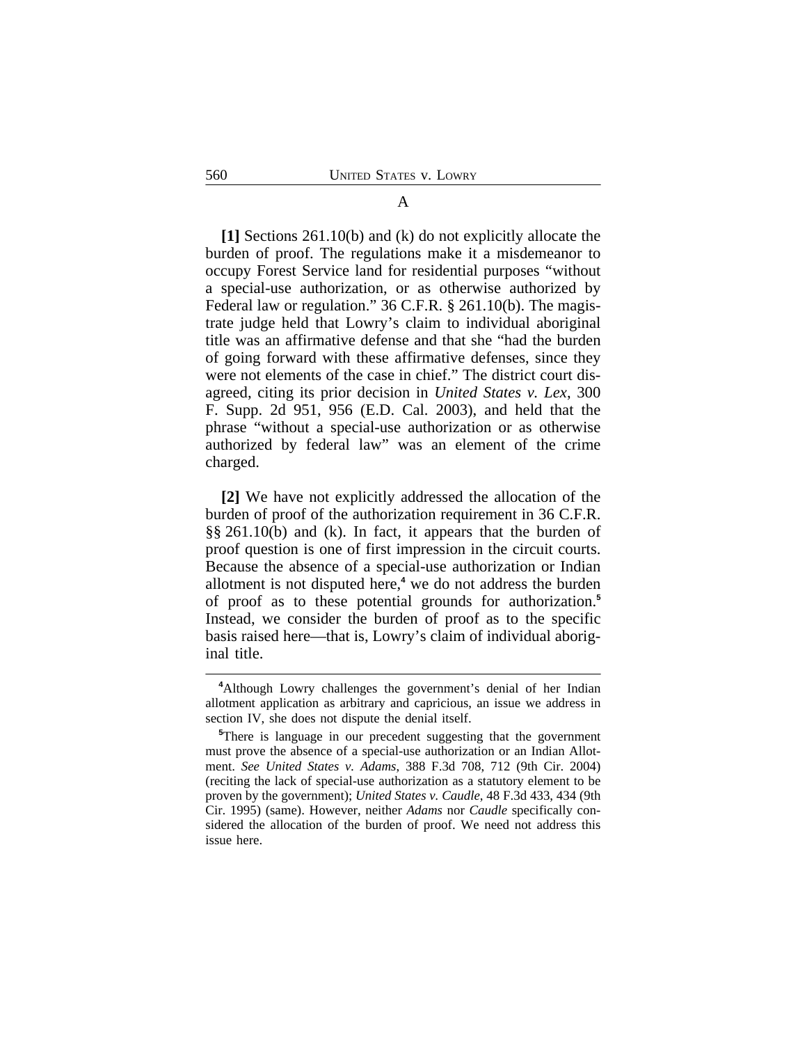### A

**[1]** Sections 261.10(b) and (k) do not explicitly allocate the burden of proof. The regulations make it a misdemeanor to occupy Forest Service land for residential purposes "without a special-use authorization, or as otherwise authorized by Federal law or regulation." 36 C.F.R. § 261.10(b). The magistrate judge held that Lowry's claim to individual aboriginal title was an affirmative defense and that she "had the burden of going forward with these affirmative defenses, since they were not elements of the case in chief." The district court disagreed, citing its prior decision in *United States v. Lex*, 300 F. Supp. 2d 951, 956 (E.D. Cal. 2003), and held that the phrase "without a special-use authorization or as otherwise authorized by federal law" was an element of the crime charged.

**[2]** We have not explicitly addressed the allocation of the burden of proof of the authorization requirement in 36 C.F.R. §§ 261.10(b) and (k). In fact, it appears that the burden of proof question is one of first impression in the circuit courts. Because the absence of a special-use authorization or Indian allotment is not disputed here,[4] we do not address the burden of proof as to these potential grounds for authorization.[5] Instead, we consider the burden of proof as to the specific basis raised here—that is, Lowry's claim of individual aboriginal title.

---

[4]Although Lowry challenges the government's denial of her Indian allotment application as arbitrary and capricious, an issue we address in section IV, she does not dispute the denial itself.

[5]There is language in our precedent suggesting that the government must prove the absence of a special-use authorization or an Indian Allotment. *See United States v. Adams*, 388 F.3d 708, 712 (9th Cir. 2004) (reciting the lack of special-use authorization as a statutory element to be proven by the government); *United States v. Caudle*, 48 F.3d 433, 434 (9th Cir. 1995) (same). However, neither *Adams* nor *Caudle* specifically considered the allocation of the burden of proof. We need not address this issue here.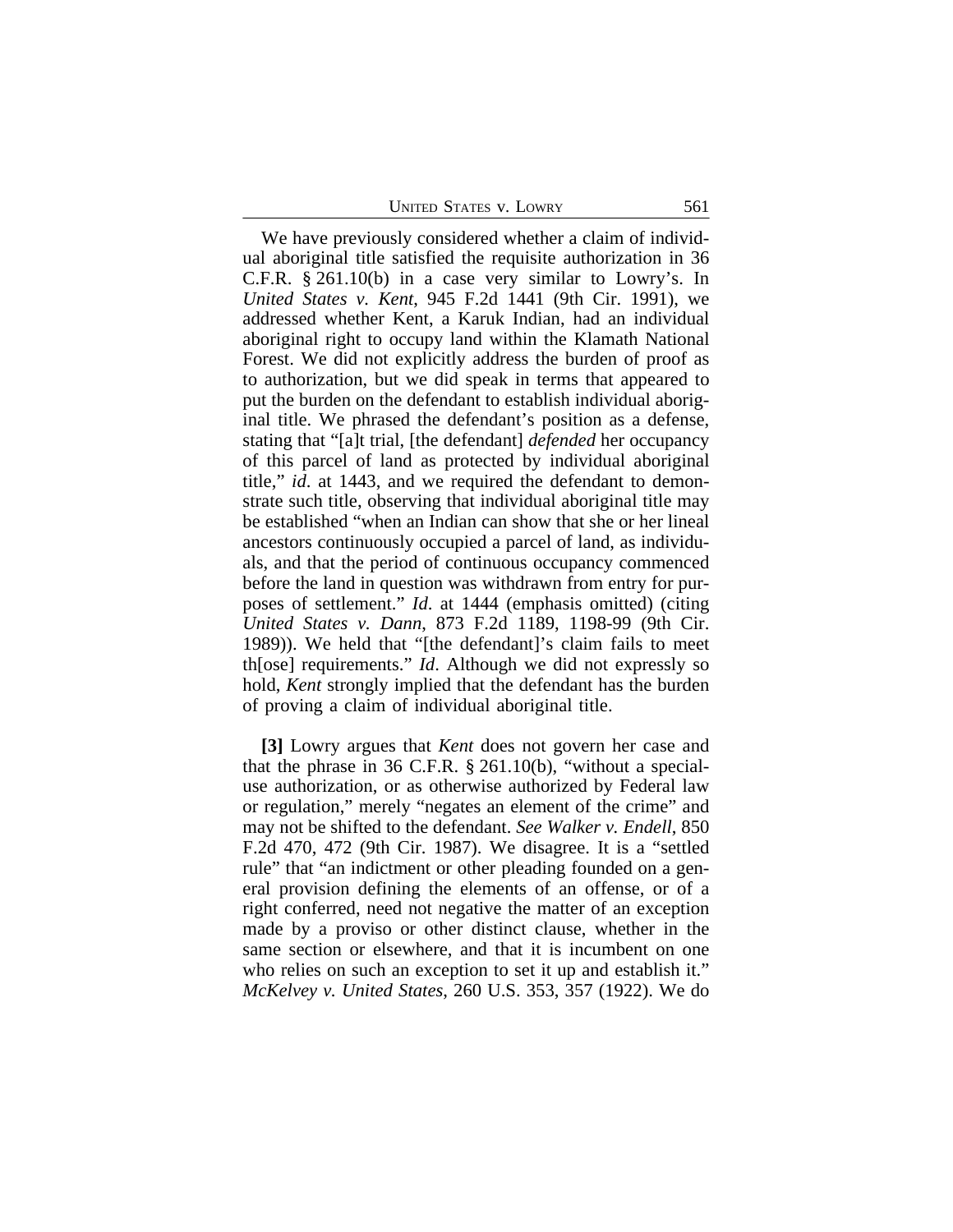We have previously considered whether a claim of individual aboriginal title satisfied the requisite authorization in 36 C.F.R. § 261.10(b) in a case very similar to Lowry's. In *United States v. Kent*, 945 F.2d 1441 (9th Cir. 1991), we addressed whether Kent, a Karuk Indian, had an individual aboriginal right to occupy land within the Klamath National Forest. We did not explicitly address the burden of proof as to authorization, but we did speak in terms that appeared to put the burden on the defendant to establish individual aboriginal title. We phrased the defendant's position as a defense, stating that "[a]t trial, [the defendant] *defended* her occupancy of this parcel of land as protected by individual aboriginal title," *id*. at 1443, and we required the defendant to demonstrate such title, observing that individual aboriginal title may be established "when an Indian can show that she or her lineal ancestors continuously occupied a parcel of land, as individuals, and that the period of continuous occupancy commenced before the land in question was withdrawn from entry for purposes of settlement." *Id.* at 1444 (emphasis omitted) (citing *United States v. Dann*, 873 F.2d 1189, 1198-99 (9th Cir. 1989)). We held that "[the defendant]'s claim fails to meet th[ose] requirements." *Id*. Although we did not expressly so hold, *Kent* strongly implied that the defendant has the burden of proving a claim of individual aboriginal title.

**[3]** Lowry argues that *Kent* does not govern her case and that the phrase in 36 C.F.R. § 261.10(b), "without a special-use authorization, or as otherwise authorized by Federal law or regulation," merely "negates an element of the crime" and may not be shifted to the defendant. *See Walker v. Endell*, 850 F.2d 470, 472 (9th Cir. 1987). We disagree. It is a "settled rule" that "an indictment or other pleading founded on a general provision defining the elements of an offense, or of a right conferred, need not negative the matter of an exception made by a proviso or other distinct clause, whether in the same section or elsewhere, and that it is incumbent on one who relies on such an exception to set it up and establish it." *McKelvey v. United States*, 260 U.S. 353, 357 (1922). We do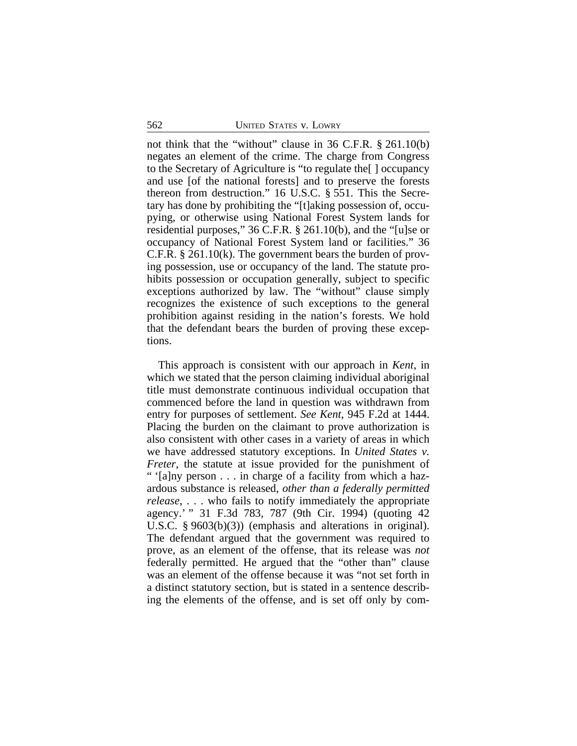not think that the "without" clause in 36 C.F.R. § 261.10(b) negates an element of the crime. The charge from Congress to the Secretary of Agriculture is "to regulate the[ ] occupancy and use [of the national forests] and to preserve the forests thereon from destruction." 16 U.S.C. § 551. This the Secretary has done by prohibiting the "[t]aking possession of, occupying, or otherwise using National Forest System lands for residential purposes," 36 C.F.R. § 261.10(b), and the "[u]se or occupancy of National Forest System land or facilities." 36 C.F.R. § 261.10(k). The government bears the burden of proving possession, use or occupancy of the land. The statute prohibits possession or occupation generally, subject to specific exceptions authorized by law. The "without" clause simply recognizes the existence of such exceptions to the general prohibition against residing in the nation's forests. We hold that the defendant bears the burden of proving these exceptions.

This approach is consistent with our approach in *Kent*, in which we stated that the person claiming individual aboriginal title must demonstrate continuous individual occupation that commenced before the land in question was withdrawn from entry for purposes of settlement. *See Kent*, 945 F.2d at 1444. Placing the burden on the claimant to prove authorization is also consistent with other cases in a variety of areas in which we have addressed statutory exceptions. In *United States v. Freter*, the statute at issue provided for the punishment of " '[a]ny person . . . in charge of a facility from which a hazardous substance is released, *other than a federally permitted release*, . . . who fails to notify immediately the appropriate agency.' " 31 F.3d 783, 787 (9th Cir. 1994) (quoting 42 U.S.C. § 9603(b)(3)) (emphasis and alterations in original). The defendant argued that the government was required to prove, as an element of the offense, that its release was *not* federally permitted. He argued that the "other than" clause was an element of the offense because it was "not set forth in a distinct statutory section, but is stated in a sentence describing the elements of the offense, and is set off only by com-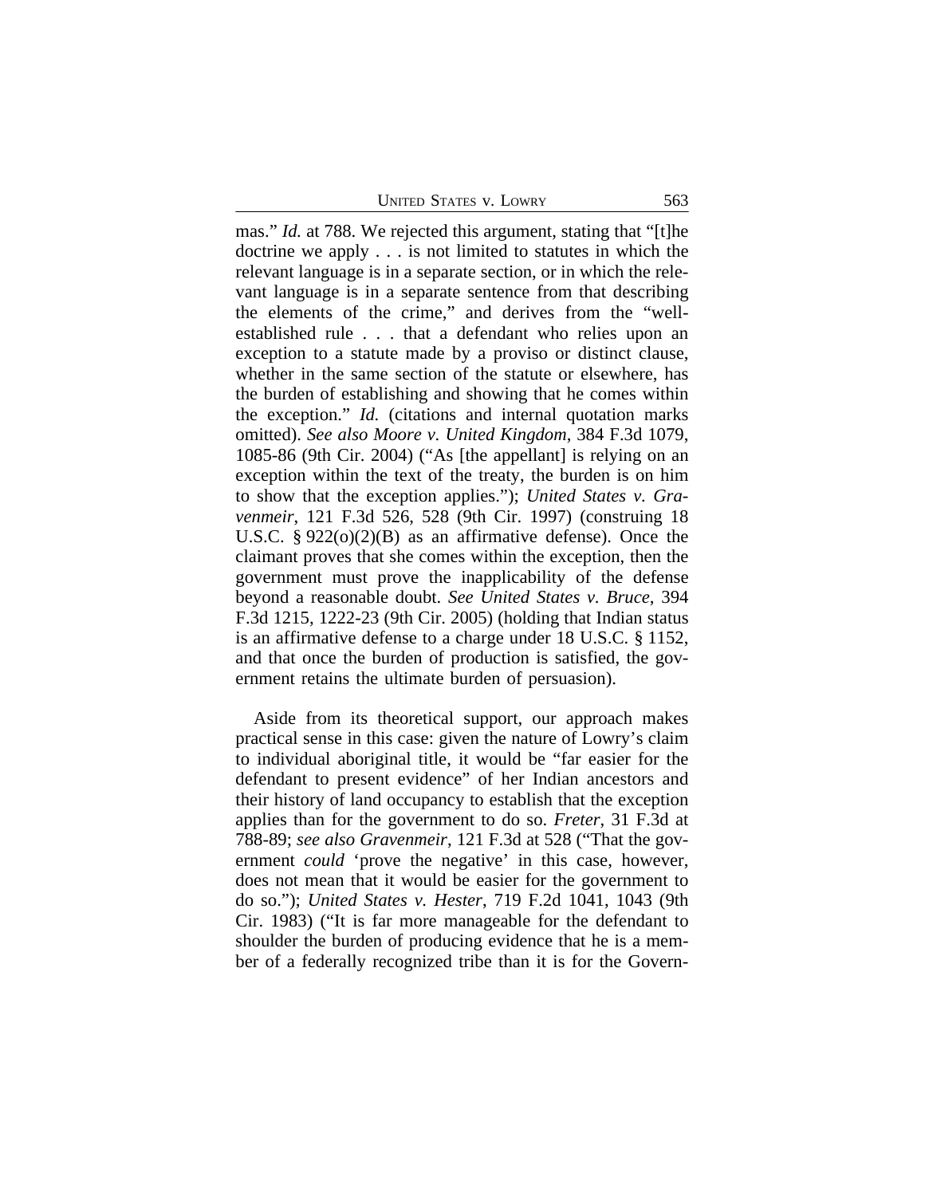mas." *Id.* at 788. We rejected this argument, stating that "[t]he doctrine we apply . . . is not limited to statutes in which the relevant language is in a separate section, or in which the relevant language is in a separate sentence from that describing the elements of the crime," and derives from the "well-established rule . . . that a defendant who relies upon an exception to a statute made by a proviso or distinct clause, whether in the same section of the statute or elsewhere, has the burden of establishing and showing that he comes within the exception." *Id.* (citations and internal quotation marks omitted). *See also Moore v. United Kingdom*, 384 F.3d 1079, 1085-86 (9th Cir. 2004) ("As [the appellant] is relying on an exception within the text of the treaty, the burden is on him to show that the exception applies."); *United States v. Gravenmeir*, 121 F.3d 526, 528 (9th Cir. 1997) (construing 18 U.S.C. § 922(o)(2)(B) as an affirmative defense). Once the claimant proves that she comes within the exception, then the government must prove the inapplicability of the defense beyond a reasonable doubt. *See United States v. Bruce*, 394 F.3d 1215, 1222-23 (9th Cir. 2005) (holding that Indian status is an affirmative defense to a charge under 18 U.S.C. § 1152, and that once the burden of production is satisfied, the government retains the ultimate burden of persuasion).

Aside from its theoretical support, our approach makes practical sense in this case: given the nature of Lowry's claim to individual aboriginal title, it would be "far easier for the defendant to present evidence" of her Indian ancestors and their history of land occupancy to establish that the exception applies than for the government to do so. *Freter*, 31 F.3d at 788-89; *see also Gravenmeir*, 121 F.3d at 528 ("That the government *could* 'prove the negative' in this case, however, does not mean that it would be easier for the government to do so."); *United States v. Hester*, 719 F.2d 1041, 1043 (9th Cir. 1983) ("It is far more manageable for the defendant to shoulder the burden of producing evidence that he is a member of a federally recognized tribe than it is for the Govern-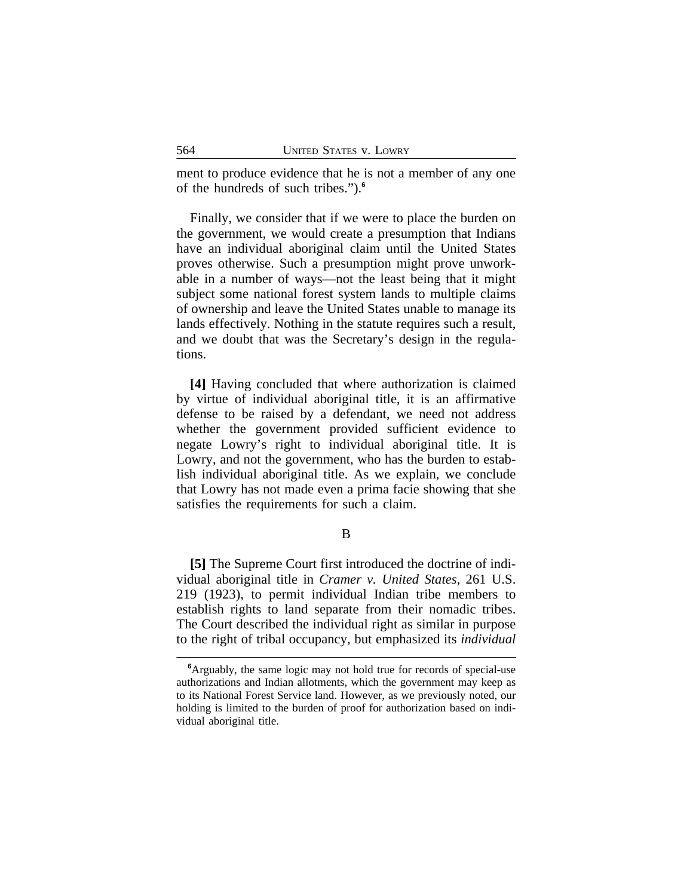ment to produce evidence that he is not a member of any one of the hundreds of such tribes.").[6]

Finally, we consider that if we were to place the burden on the government, we would create a presumption that Indians have an individual aboriginal claim until the United States proves otherwise. Such a presumption might prove unworkable in a number of ways—not the least being that it might subject some national forest system lands to multiple claims of ownership and leave the United States unable to manage its lands effectively. Nothing in the statute requires such a result, and we doubt that was the Secretary's design in the regulations.

**[4]** Having concluded that where authorization is claimed by virtue of individual aboriginal title, it is an affirmative defense to be raised by a defendant, we need not address whether the government provided sufficient evidence to negate Lowry's right to individual aboriginal title. It is Lowry, and not the government, who has the burden to establish individual aboriginal title. As we explain, we conclude that Lowry has not made even a prima facie showing that she satisfies the requirements for such a claim.

B

**[5]** The Supreme Court first introduced the doctrine of individual aboriginal title in *Cramer v. United States*, 261 U.S. 219 (1923), to permit individual Indian tribe members to establish rights to land separate from their nomadic tribes. The Court described the individual right as similar in purpose to the right of tribal occupancy, but emphasized its *individual*

[6]Arguably, the same logic may not hold true for records of special-use authorizations and Indian allotments, which the government may keep as to its National Forest Service land. However, as we previously noted, our holding is limited to the burden of proof for authorization based on individual aboriginal title.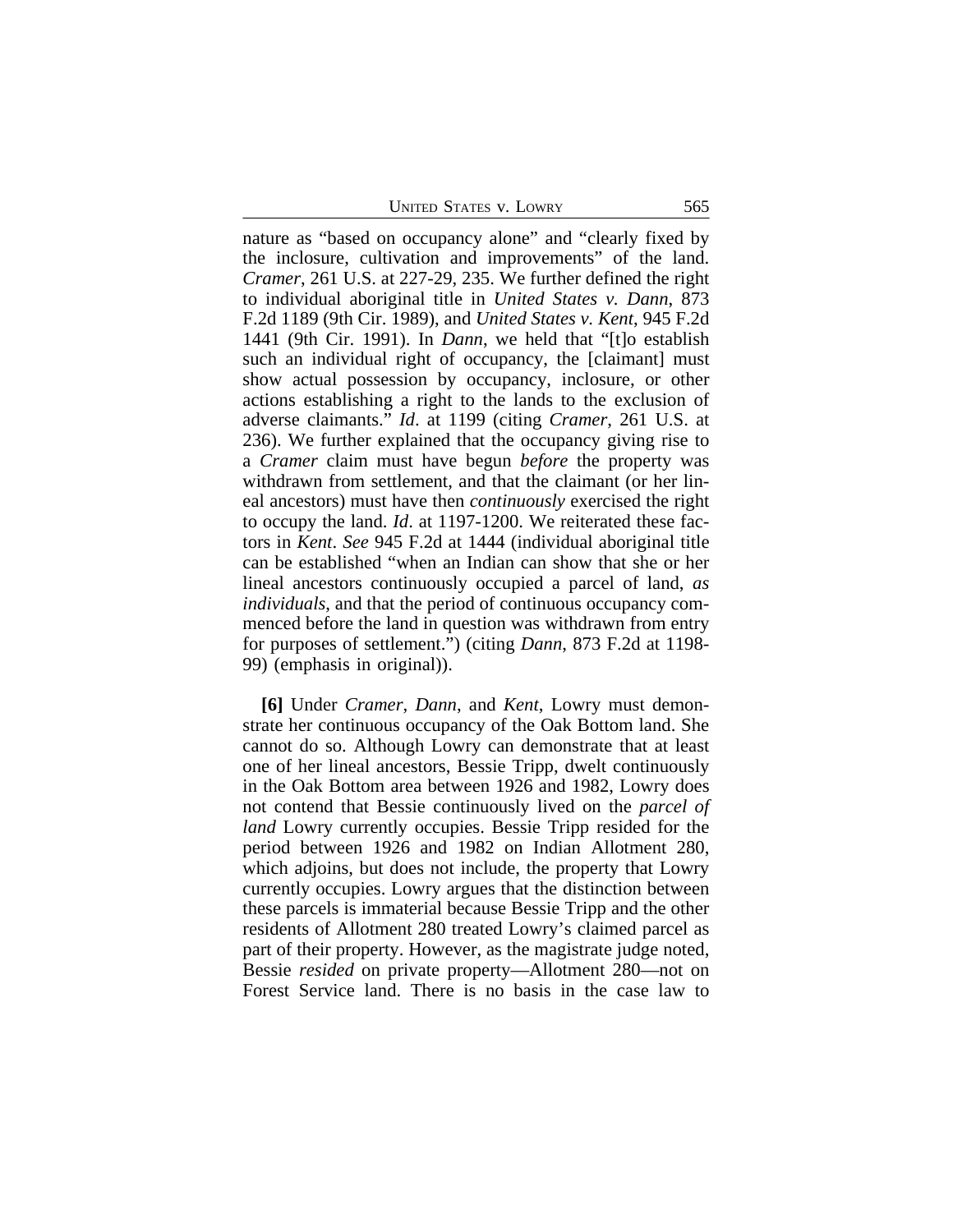nature as "based on occupancy alone" and "clearly fixed by the inclosure, cultivation and improvements" of the land. *Cramer*, 261 U.S. at 227-29, 235. We further defined the right to individual aboriginal title in *United States v. Dann*, 873 F.2d 1189 (9th Cir. 1989), and *United States v. Kent*, 945 F.2d 1441 (9th Cir. 1991). In *Dann*, we held that "[t]o establish such an individual right of occupancy, the [claimant] must show actual possession by occupancy, inclosure, or other actions establishing a right to the lands to the exclusion of adverse claimants." *Id*. at 1199 (citing *Cramer*, 261 U.S. at 236). We further explained that the occupancy giving rise to a *Cramer* claim must have begun *before* the property was withdrawn from settlement, and that the claimant (or her lineal ancestors) must have then *continuously* exercised the right to occupy the land. *Id*. at 1197-1200. We reiterated these factors in *Kent*. *See* 945 F.2d at 1444 (individual aboriginal title can be established "when an Indian can show that she or her lineal ancestors continuously occupied a parcel of land, *as individuals*, and that the period of continuous occupancy commenced before the land in question was withdrawn from entry for purposes of settlement.") (citing *Dann*, 873 F.2d at 1198-99) (emphasis in original)).

**[6]** Under *Cramer*, *Dann*, and *Kent*, Lowry must demonstrate her continuous occupancy of the Oak Bottom land. She cannot do so. Although Lowry can demonstrate that at least one of her lineal ancestors, Bessie Tripp, dwelt continuously in the Oak Bottom area between 1926 and 1982, Lowry does not contend that Bessie continuously lived on the *parcel of land* Lowry currently occupies. Bessie Tripp resided for the period between 1926 and 1982 on Indian Allotment 280, which adjoins, but does not include, the property that Lowry currently occupies. Lowry argues that the distinction between these parcels is immaterial because Bessie Tripp and the other residents of Allotment 280 treated Lowry's claimed parcel as part of their property. However, as the magistrate judge noted, Bessie *resided* on private property—Allotment 280—not on Forest Service land. There is no basis in the case law to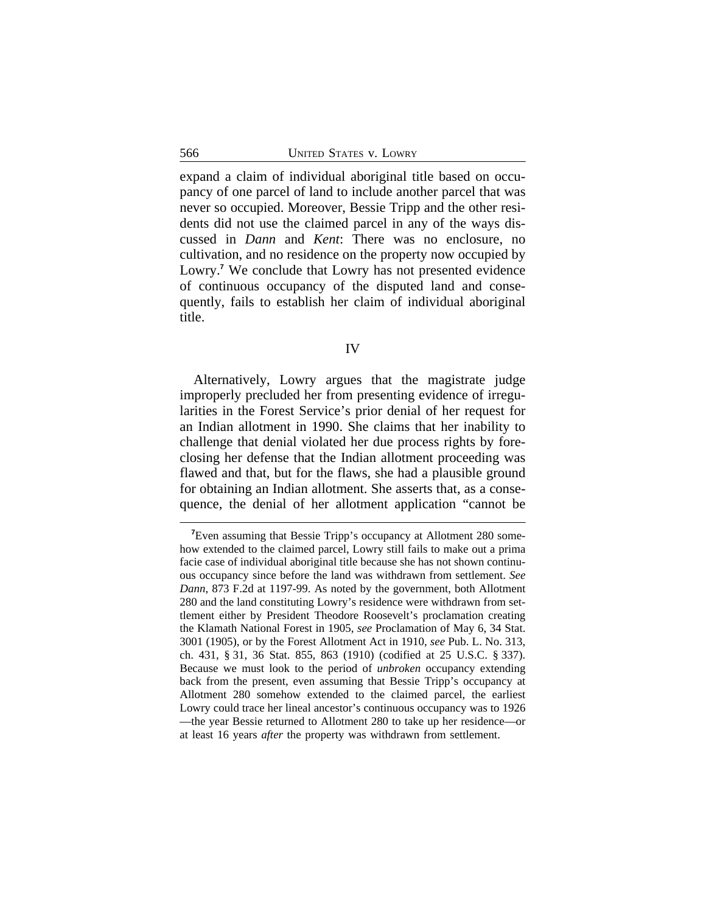expand a claim of individual aboriginal title based on occupancy of one parcel of land to include another parcel that was never so occupied. Moreover, Bessie Tripp and the other residents did not use the claimed parcel in any of the ways discussed in *Dann* and *Kent*: There was no enclosure, no cultivation, and no residence on the property now occupied by Lowry.[7] We conclude that Lowry has not presented evidence of continuous occupancy of the disputed land and consequently, fails to establish her claim of individual aboriginal title.

## IV

Alternatively, Lowry argues that the magistrate judge improperly precluded her from presenting evidence of irregularities in the Forest Service's prior denial of her request for an Indian allotment in 1990. She claims that her inability to challenge that denial violated her due process rights by foreclosing her defense that the Indian allotment proceeding was flawed and that, but for the flaws, she had a plausible ground for obtaining an Indian allotment. She asserts that, as a consequence, the denial of her allotment application "cannot be

---

[7]Even assuming that Bessie Tripp's occupancy at Allotment 280 somehow extended to the claimed parcel, Lowry still fails to make out a prima facie case of individual aboriginal title because she has not shown continuous occupancy since before the land was withdrawn from settlement. *See Dann*, 873 F.2d at 1197-99. As noted by the government, both Allotment 280 and the land constituting Lowry's residence were withdrawn from settlement either by President Theodore Roosevelt's proclamation creating the Klamath National Forest in 1905, *see* Proclamation of May 6, 34 Stat. 3001 (1905), or by the Forest Allotment Act in 1910, *see* Pub. L. No. 313, ch. 431, § 31, 36 Stat. 855, 863 (1910) (codified at 25 U.S.C. § 337). Because we must look to the period of *unbroken* occupancy extending back from the present, even assuming that Bessie Tripp's occupancy at Allotment 280 somehow extended to the claimed parcel, the earliest Lowry could trace her lineal ancestor's continuous occupancy was to 1926 —the year Bessie returned to Allotment 280 to take up her residence—or at least 16 years *after* the property was withdrawn from settlement.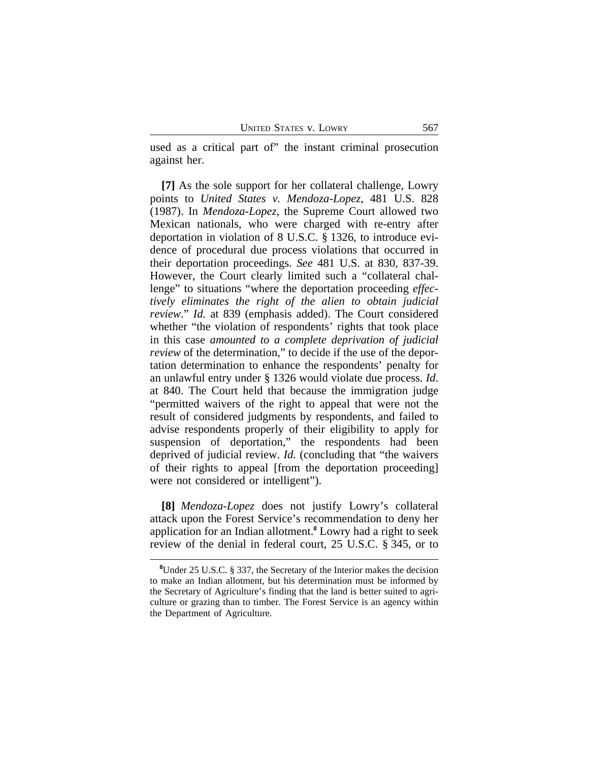used as a critical part of" the instant criminal prosecution against her.

**[7]** As the sole support for her collateral challenge, Lowry points to *United States v. Mendoza-Lopez*, 481 U.S. 828 (1987). In *Mendoza-Lopez*, the Supreme Court allowed two Mexican nationals, who were charged with re-entry after deportation in violation of 8 U.S.C. § 1326, to introduce evidence of procedural due process violations that occurred in their deportation proceedings. *See* 481 U.S. at 830, 837-39. However, the Court clearly limited such a "collateral challenge" to situations "where the deportation proceeding *effectively eliminates the right of the alien to obtain judicial review*." *Id.* at 839 (emphasis added). The Court considered whether "the violation of respondents' rights that took place in this case *amounted to a complete deprivation of judicial review* of the determination," to decide if the use of the deportation determination to enhance the respondents' penalty for an unlawful entry under § 1326 would violate due process. *Id*. at 840. The Court held that because the immigration judge "permitted waivers of the right to appeal that were not the result of considered judgments by respondents, and failed to advise respondents properly of their eligibility to apply for suspension of deportation," the respondents had been deprived of judicial review. *Id.* (concluding that "the waivers of their rights to appeal [from the deportation proceeding] were not considered or intelligent").

**[8]** *Mendoza-Lopez* does not justify Lowry's collateral attack upon the Forest Service's recommendation to deny her application for an Indian allotment.[8] Lowry had a right to seek review of the denial in federal court, 25 U.S.C. § 345, or to

[8]Under 25 U.S.C. § 337, the Secretary of the Interior makes the decision to make an Indian allotment, but his determination must be informed by the Secretary of Agriculture's finding that the land is better suited to agriculture or grazing than to timber. The Forest Service is an agency within the Department of Agriculture.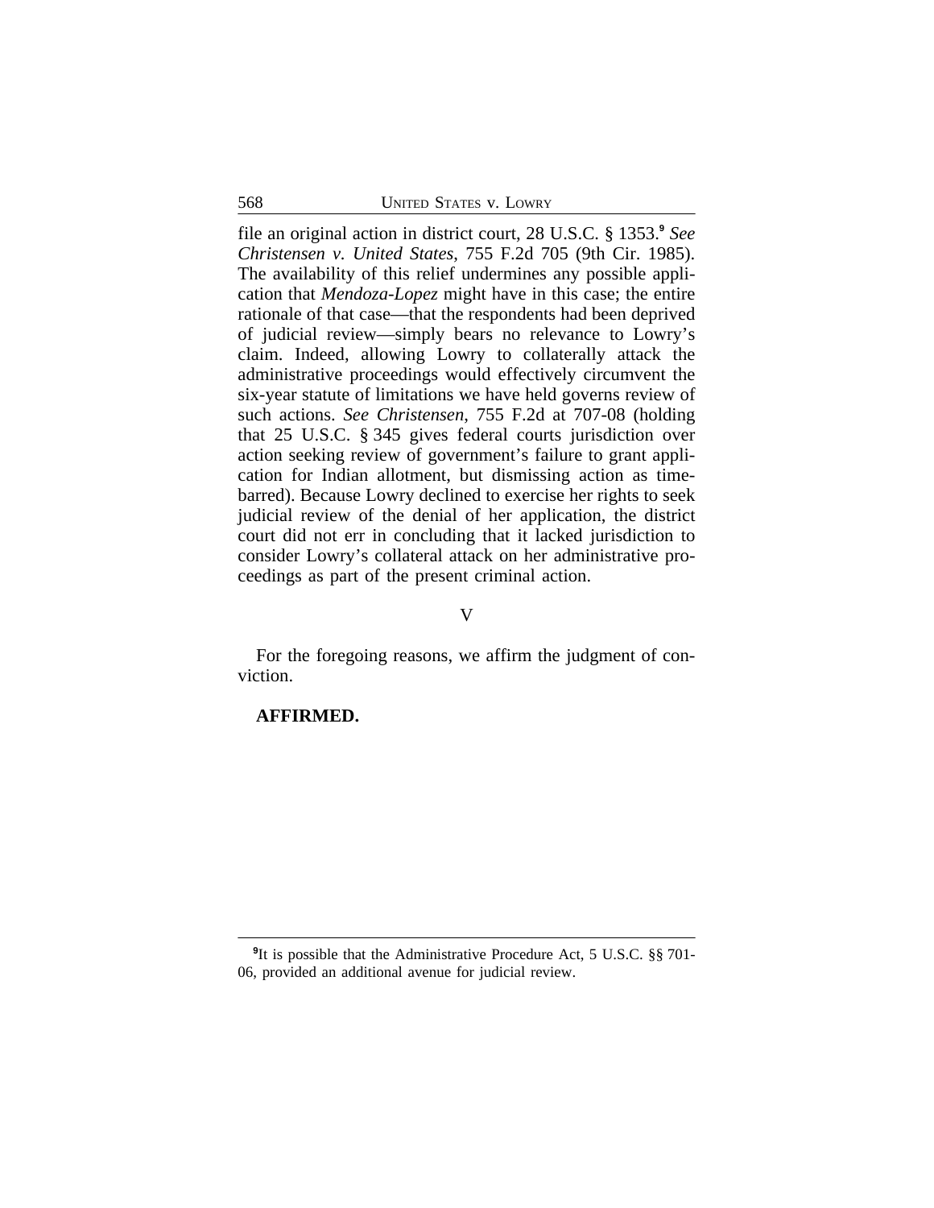file an original action in district court, 28 U.S.C. § 1353.[9] *See Christensen v. United States*, 755 F.2d 705 (9th Cir. 1985). The availability of this relief undermines any possible application that *Mendoza-Lopez* might have in this case; the entire rationale of that case—that the respondents had been deprived of judicial review—simply bears no relevance to Lowry's claim. Indeed, allowing Lowry to collaterally attack the administrative proceedings would effectively circumvent the six-year statute of limitations we have held governs review of such actions. *See Christensen*, 755 F.2d at 707-08 (holding that 25 U.S.C. § 345 gives federal courts jurisdiction over action seeking review of government's failure to grant application for Indian allotment, but dismissing action as time-barred). Because Lowry declined to exercise her rights to seek judicial review of the denial of her application, the district court did not err in concluding that it lacked jurisdiction to consider Lowry's collateral attack on her administrative proceedings as part of the present criminal action.

## V

For the foregoing reasons, we affirm the judgment of conviction.

**AFFIRMED.**

---

[9] It is possible that the Administrative Procedure Act, 5 U.S.C. §§ 701-06, provided an additional avenue for judicial review.